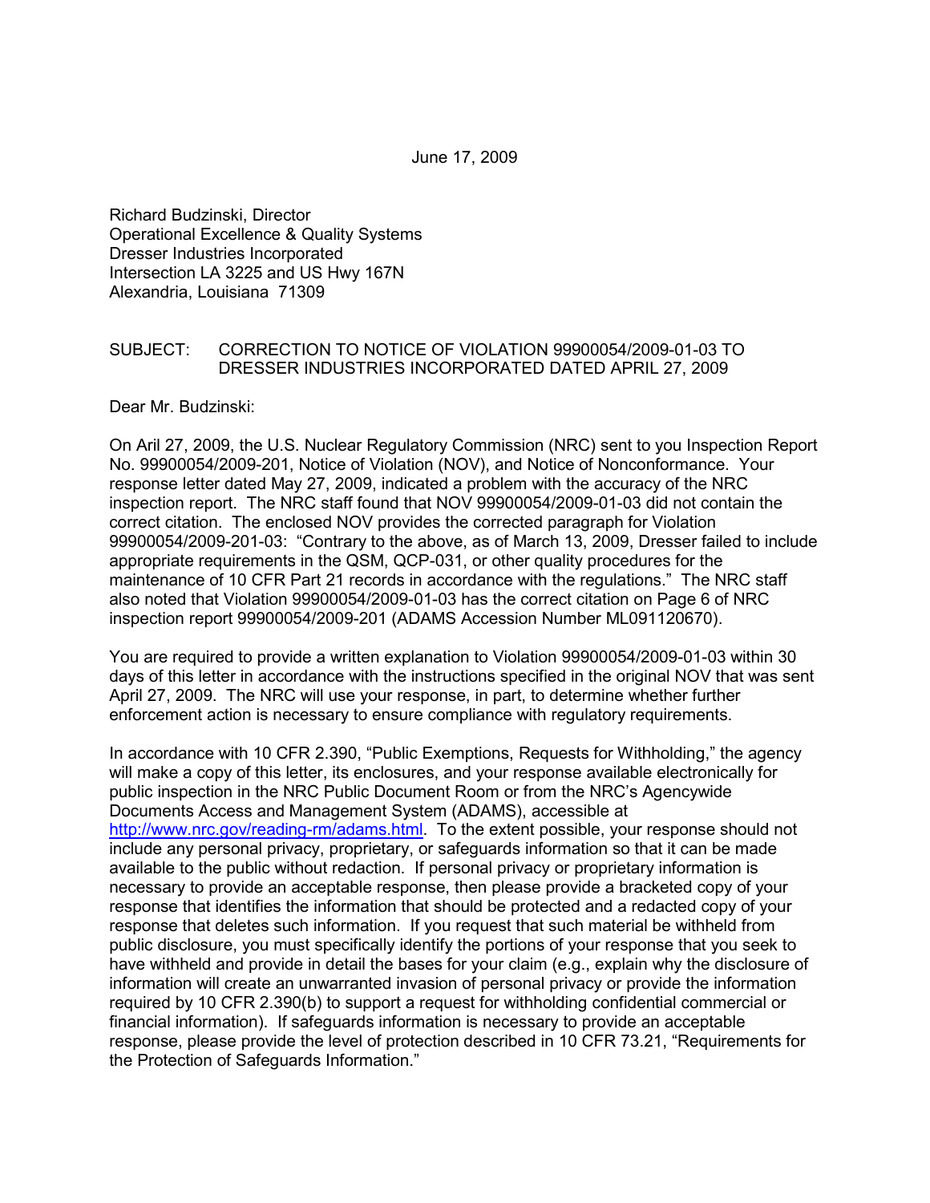June 17, 2009

Richard Budzinski, Director
Operational Excellence & Quality Systems
Dresser Industries Incorporated
Intersection LA 3225 and US Hwy 167N
Alexandria, Louisiana 71309

SUBJECT: CORRECTION TO NOTICE OF VIOLATION 99900054/2009-01-03 TO DRESSER INDUSTRIES INCORPORATED DATED APRIL 27, 2009

Dear Mr. Budzinski:

On Aril 27, 2009, the U.S. Nuclear Regulatory Commission (NRC) sent to you Inspection Report No. 99900054/2009-201, Notice of Violation (NOV), and Notice of Nonconformance. Your response letter dated May 27, 2009, indicated a problem with the accuracy of the NRC inspection report. The NRC staff found that NOV 99900054/2009-01-03 did not contain the correct citation. The enclosed NOV provides the corrected paragraph for Violation 99900054/2009-201-03: "Contrary to the above, as of March 13, 2009, Dresser failed to include appropriate requirements in the QSM, QCP-031, or other quality procedures for the maintenance of 10 CFR Part 21 records in accordance with the regulations." The NRC staff also noted that Violation 99900054/2009-01-03 has the correct citation on Page 6 of NRC inspection report 99900054/2009-201 (ADAMS Accession Number ML091120670).

You are required to provide a written explanation to Violation 99900054/2009-01-03 within 30 days of this letter in accordance with the instructions specified in the original NOV that was sent April 27, 2009. The NRC will use your response, in part, to determine whether further enforcement action is necessary to ensure compliance with regulatory requirements.

In accordance with 10 CFR 2.390, "Public Exemptions, Requests for Withholding," the agency will make a copy of this letter, its enclosures, and your response available electronically for public inspection in the NRC Public Document Room or from the NRC's Agencywide Documents Access and Management System (ADAMS), accessible at http://www.nrc.gov/reading-rm/adams.html. To the extent possible, your response should not include any personal privacy, proprietary, or safeguards information so that it can be made available to the public without redaction. If personal privacy or proprietary information is necessary to provide an acceptable response, then please provide a bracketed copy of your response that identifies the information that should be protected and a redacted copy of your response that deletes such information. If you request that such material be withheld from public disclosure, you must specifically identify the portions of your response that you seek to have withheld and provide in detail the bases for your claim (e.g., explain why the disclosure of information will create an unwarranted invasion of personal privacy or provide the information required by 10 CFR 2.390(b) to support a request for withholding confidential commercial or financial information). If safeguards information is necessary to provide an acceptable response, please provide the level of protection described in 10 CFR 73.21, "Requirements for the Protection of Safeguards Information."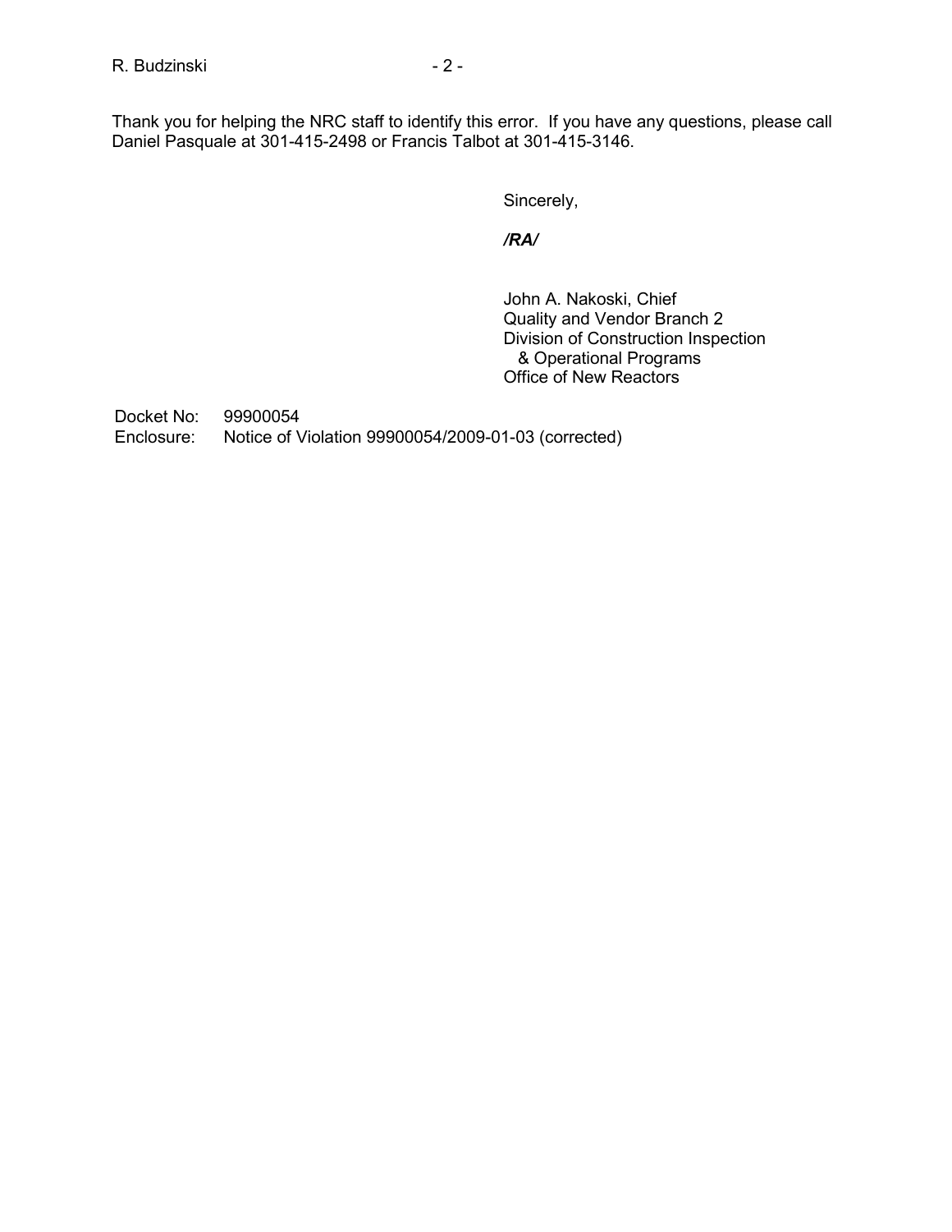Thank you for helping the NRC staff to identify this error. If you have any questions, please call Daniel Pasquale at 301-415-2498 or Francis Talbot at 301-415-3146.

Sincerely,

***/RA/***

John A. Nakoski, Chief
Quality and Vendor Branch 2
Division of Construction Inspection
& Operational Programs
Office of New Reactors

Docket No: 99900054
Enclosure: Notice of Violation 99900054/2009-01-03 (corrected)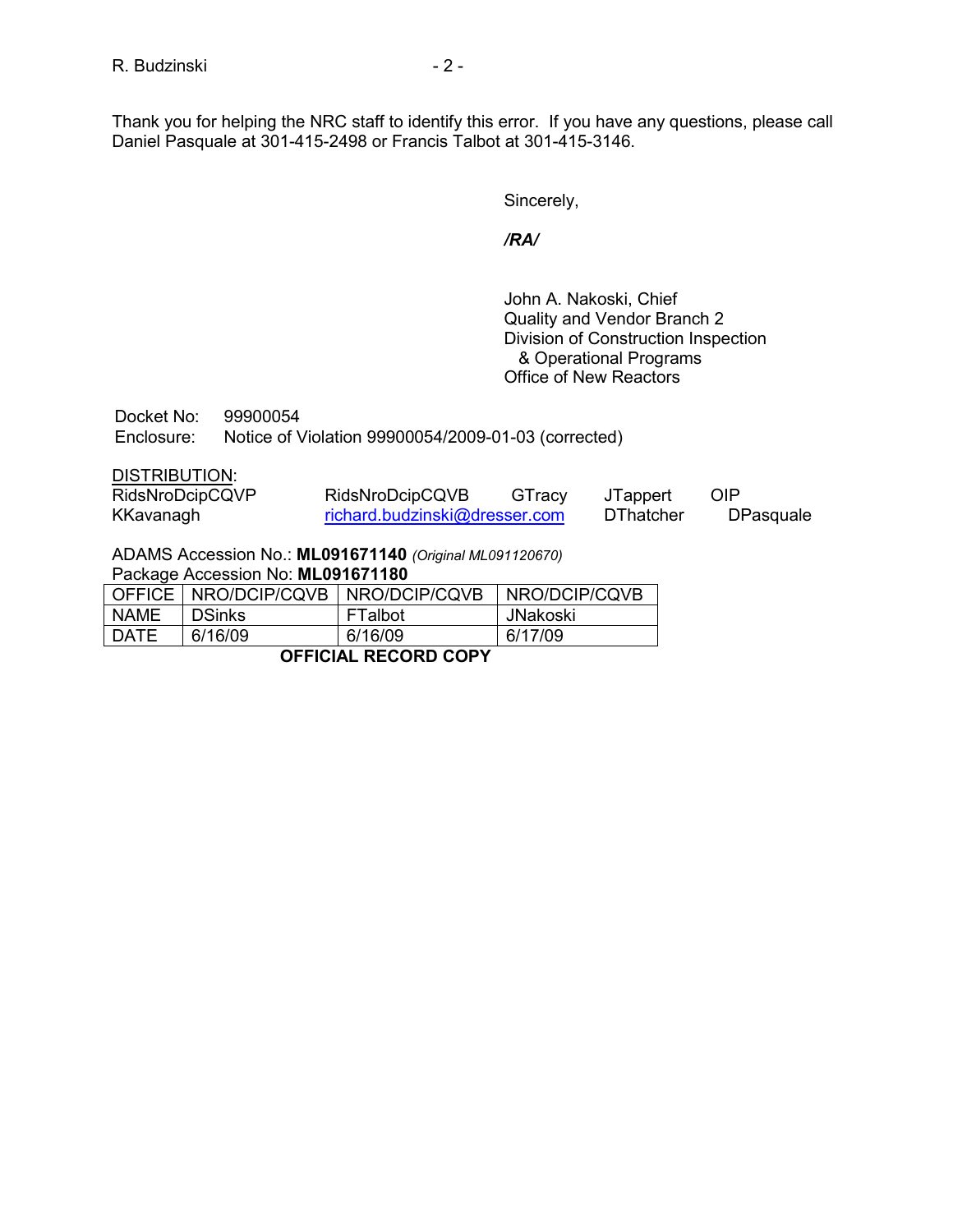Thank you for helping the NRC staff to identify this error. If you have any questions, please call Daniel Pasquale at 301-415-2498 or Francis Talbot at 301-415-3146.

Sincerely,

*/RA/*

John A. Nakoski, Chief
Quality and Vendor Branch 2
Division of Construction Inspection
& Operational Programs
Office of New Reactors

Docket No: 99900054
Enclosure: Notice of Violation 99900054/2009-01-03 (corrected)

DISTRIBUTION:

| | | | | |
|---|---|---|---|---|
| RidsNroDcipCQVP | RidsNroDcipCQVB | GTracy | JTappert | OIP |
| KKavanagh | richard.budzinski@dresser.com | | DThatcher | DPasquale |

ADAMS Accession No.: **ML091671140** *(Original ML091120670)*
Package Accession No: **ML091671180**

| OFFICE | NRO/DCIP/CQVB | NRO/DCIP/CQVB | NRO/DCIP/CQVB |
|---|---|---|---|
| NAME | DSinks | FTalbot | JNakoski |
| DATE | 6/16/09 | 6/16/09 | 6/17/09 |

**OFFICIAL RECORD COPY**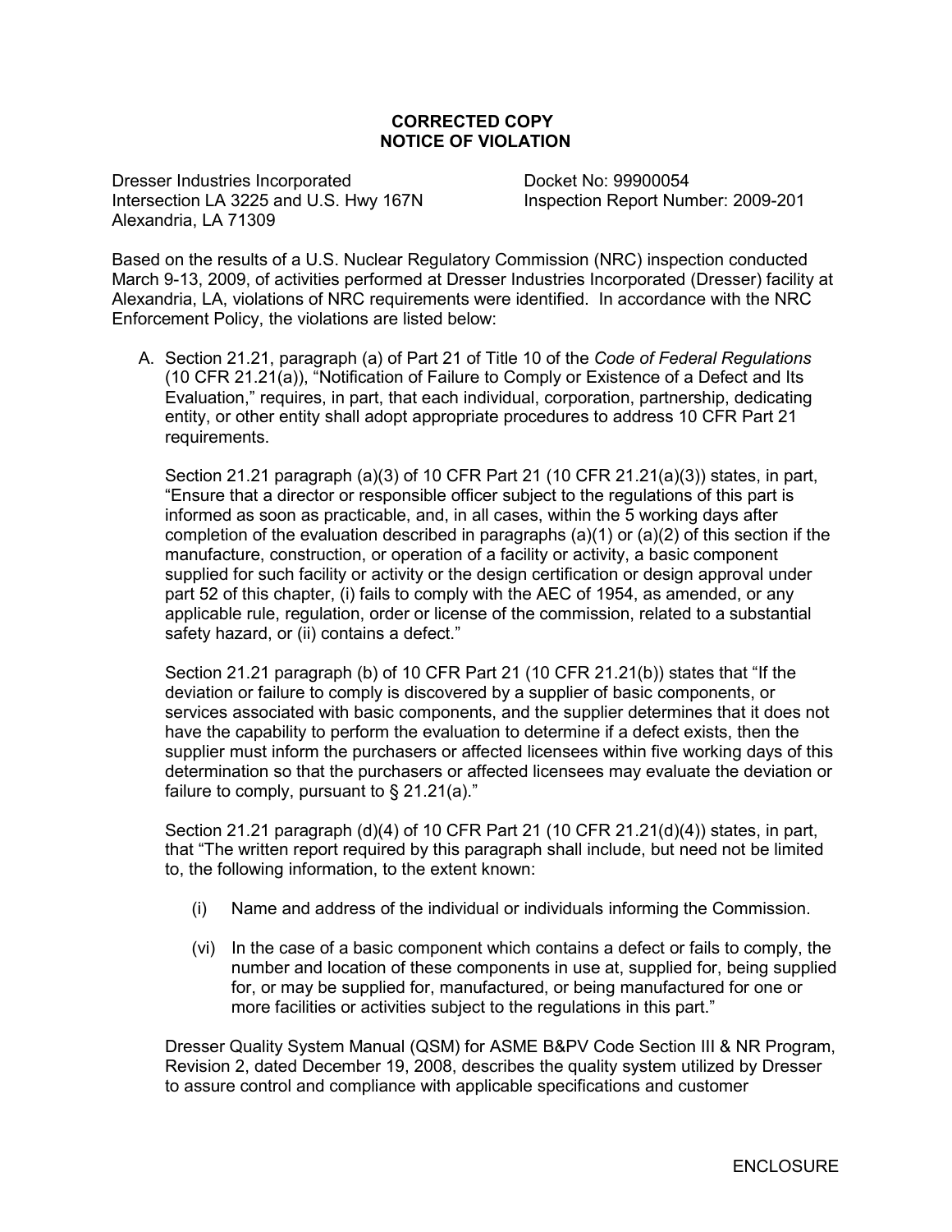**CORRECTED COPY**
**NOTICE OF VIOLATION**

Dresser Industries Incorporated
Intersection LA 3225 and U.S. Hwy 167N
Alexandria, LA 71309

Docket No: 99900054
Inspection Report Number: 2009-201

Based on the results of a U.S. Nuclear Regulatory Commission (NRC) inspection conducted March 9-13, 2009, of activities performed at Dresser Industries Incorporated (Dresser) facility at Alexandria, LA, violations of NRC requirements were identified. In accordance with the NRC Enforcement Policy, the violations are listed below:

A. Section 21.21, paragraph (a) of Part 21 of Title 10 of the *Code of Federal Regulations* (10 CFR 21.21(a)), "Notification of Failure to Comply or Existence of a Defect and Its Evaluation," requires, in part, that each individual, corporation, partnership, dedicating entity, or other entity shall adopt appropriate procedures to address 10 CFR Part 21 requirements.

   Section 21.21 paragraph (a)(3) of 10 CFR Part 21 (10 CFR 21.21(a)(3)) states, in part, "Ensure that a director or responsible officer subject to the regulations of this part is informed as soon as practicable, and, in all cases, within the 5 working days after completion of the evaluation described in paragraphs (a)(1) or (a)(2) of this section if the manufacture, construction, or operation of a facility or activity, a basic component supplied for such facility or activity or the design certification or design approval under part 52 of this chapter, (i) fails to comply with the AEC of 1954, as amended, or any applicable rule, regulation, order or license of the commission, related to a substantial safety hazard, or (ii) contains a defect."

   Section 21.21 paragraph (b) of 10 CFR Part 21 (10 CFR 21.21(b)) states that "If the deviation or failure to comply is discovered by a supplier of basic components, or services associated with basic components, and the supplier determines that it does not have the capability to perform the evaluation to determine if a defect exists, then the supplier must inform the purchasers or affected licensees within five working days of this determination so that the purchasers or affected licensees may evaluate the deviation or failure to comply, pursuant to § 21.21(a)."

   Section 21.21 paragraph (d)(4) of 10 CFR Part 21 (10 CFR 21.21(d)(4)) states, in part, that "The written report required by this paragraph shall include, but need not be limited to, the following information, to the extent known:

   (i) Name and address of the individual or individuals informing the Commission.

   (vi) In the case of a basic component which contains a defect or fails to comply, the number and location of these components in use at, supplied for, being supplied for, or may be supplied for, manufactured, or being manufactured for one or more facilities or activities subject to the regulations in this part."

   Dresser Quality System Manual (QSM) for ASME B&PV Code Section III & NR Program, Revision 2, dated December 19, 2008, describes the quality system utilized by Dresser to assure control and compliance with applicable specifications and customer

ENCLOSURE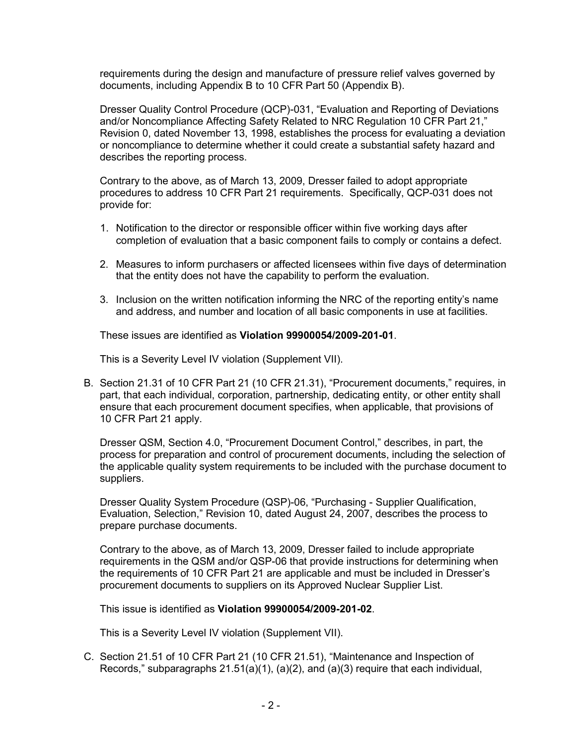requirements during the design and manufacture of pressure relief valves governed by documents, including Appendix B to 10 CFR Part 50 (Appendix B).

Dresser Quality Control Procedure (QCP)-031, "Evaluation and Reporting of Deviations and/or Noncompliance Affecting Safety Related to NRC Regulation 10 CFR Part 21," Revision 0, dated November 13, 1998, establishes the process for evaluating a deviation or noncompliance to determine whether it could create a substantial safety hazard and describes the reporting process.

Contrary to the above, as of March 13, 2009, Dresser failed to adopt appropriate procedures to address 10 CFR Part 21 requirements. Specifically, QCP-031 does not provide for:

1. Notification to the director or responsible officer within five working days after completion of evaluation that a basic component fails to comply or contains a defect.
2. Measures to inform purchasers or affected licensees within five days of determination that the entity does not have the capability to perform the evaluation.
3. Inclusion on the written notification informing the NRC of the reporting entity's name and address, and number and location of all basic components in use at facilities.

These issues are identified as **Violation 99900054/2009-201-01**.

This is a Severity Level IV violation (Supplement VII).

B. Section 21.31 of 10 CFR Part 21 (10 CFR 21.31), "Procurement documents," requires, in part, that each individual, corporation, partnership, dedicating entity, or other entity shall ensure that each procurement document specifies, when applicable, that provisions of 10 CFR Part 21 apply.

   Dresser QSM, Section 4.0, "Procurement Document Control," describes, in part, the process for preparation and control of procurement documents, including the selection of the applicable quality system requirements to be included with the purchase document to suppliers.

   Dresser Quality System Procedure (QSP)-06, "Purchasing - Supplier Qualification, Evaluation, Selection," Revision 10, dated August 24, 2007, describes the process to prepare purchase documents.

   Contrary to the above, as of March 13, 2009, Dresser failed to include appropriate requirements in the QSM and/or QSP-06 that provide instructions for determining when the requirements of 10 CFR Part 21 are applicable and must be included in Dresser's procurement documents to suppliers on its Approved Nuclear Supplier List.

   This issue is identified as **Violation 99900054/2009-201-02**.

   This is a Severity Level IV violation (Supplement VII).

C. Section 21.51 of 10 CFR Part 21 (10 CFR 21.51), "Maintenance and Inspection of Records," subparagraphs 21.51(a)(1), (a)(2), and (a)(3) require that each individual,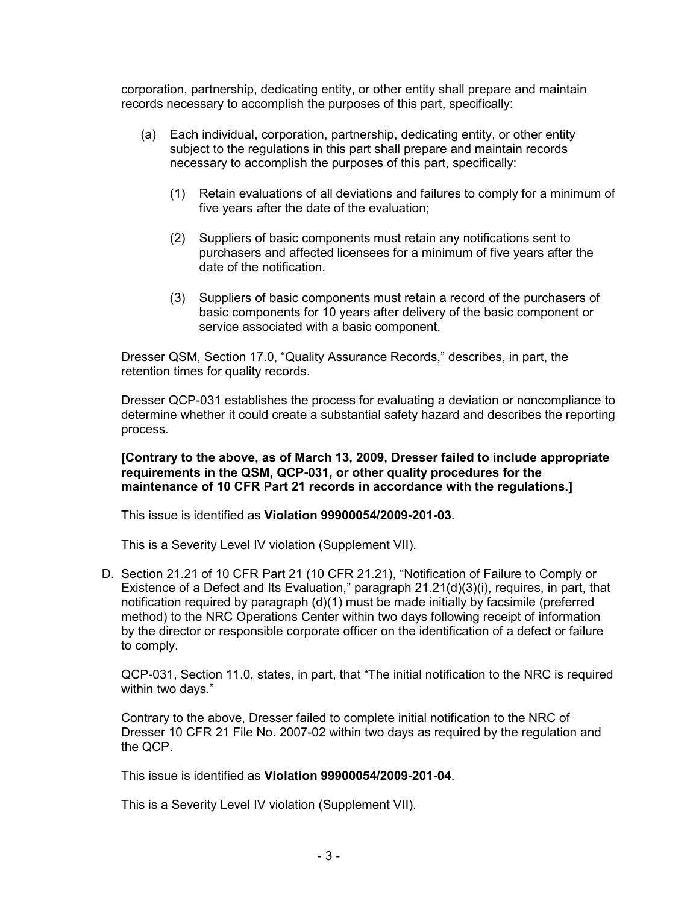corporation, partnership, dedicating entity, or other entity shall prepare and maintain records necessary to accomplish the purposes of this part, specifically:

(a) Each individual, corporation, partnership, dedicating entity, or other entity subject to the regulations in this part shall prepare and maintain records necessary to accomplish the purposes of this part, specifically:

   (1) Retain evaluations of all deviations and failures to comply for a minimum of five years after the date of the evaluation;

   (2) Suppliers of basic components must retain any notifications sent to purchasers and affected licensees for a minimum of five years after the date of the notification.

   (3) Suppliers of basic components must retain a record of the purchasers of basic components for 10 years after delivery of the basic component or service associated with a basic component.

Dresser QSM, Section 17.0, "Quality Assurance Records," describes, in part, the retention times for quality records.

Dresser QCP-031 establishes the process for evaluating a deviation or noncompliance to determine whether it could create a substantial safety hazard and describes the reporting process.

**[Contrary to the above, as of March 13, 2009, Dresser failed to include appropriate requirements in the QSM, QCP-031, or other quality procedures for the maintenance of 10 CFR Part 21 records in accordance with the regulations.]**

This issue is identified as **Violation 99900054/2009-201-03**.

This is a Severity Level IV violation (Supplement VII).

D. Section 21.21 of 10 CFR Part 21 (10 CFR 21.21), "Notification of Failure to Comply or Existence of a Defect and Its Evaluation," paragraph 21.21(d)(3)(i), requires, in part, that notification required by paragraph (d)(1) must be made initially by facsimile (preferred method) to the NRC Operations Center within two days following receipt of information by the director or responsible corporate officer on the identification of a defect or failure to comply.

   QCP-031, Section 11.0, states, in part, that "The initial notification to the NRC is required within two days."

   Contrary to the above, Dresser failed to complete initial notification to the NRC of Dresser 10 CFR 21 File No. 2007-02 within two days as required by the regulation and the QCP.

   This issue is identified as **Violation 99900054/2009-201-04**.

   This is a Severity Level IV violation (Supplement VII).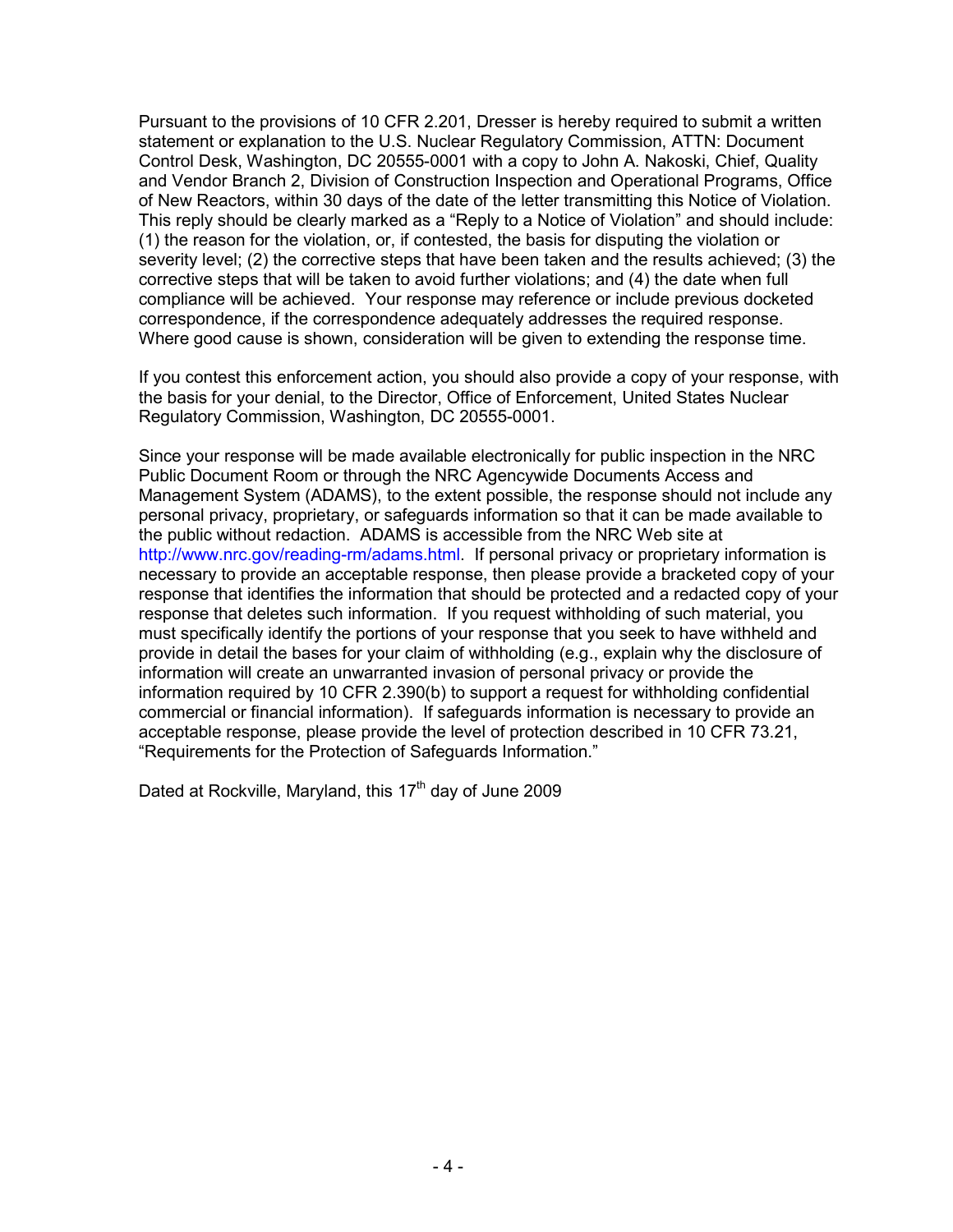Pursuant to the provisions of 10 CFR 2.201, Dresser is hereby required to submit a written statement or explanation to the U.S. Nuclear Regulatory Commission, ATTN: Document Control Desk, Washington, DC 20555-0001 with a copy to John A. Nakoski, Chief, Quality and Vendor Branch 2, Division of Construction Inspection and Operational Programs, Office of New Reactors, within 30 days of the date of the letter transmitting this Notice of Violation. This reply should be clearly marked as a "Reply to a Notice of Violation" and should include: (1) the reason for the violation, or, if contested, the basis for disputing the violation or severity level; (2) the corrective steps that have been taken and the results achieved; (3) the corrective steps that will be taken to avoid further violations; and (4) the date when full compliance will be achieved. Your response may reference or include previous docketed correspondence, if the correspondence adequately addresses the required response. Where good cause is shown, consideration will be given to extending the response time.

If you contest this enforcement action, you should also provide a copy of your response, with the basis for your denial, to the Director, Office of Enforcement, United States Nuclear Regulatory Commission, Washington, DC 20555-0001.

Since your response will be made available electronically for public inspection in the NRC Public Document Room or through the NRC Agencywide Documents Access and Management System (ADAMS), to the extent possible, the response should not include any personal privacy, proprietary, or safeguards information so that it can be made available to the public without redaction. ADAMS is accessible from the NRC Web site at http://www.nrc.gov/reading-rm/adams.html. If personal privacy or proprietary information is necessary to provide an acceptable response, then please provide a bracketed copy of your response that identifies the information that should be protected and a redacted copy of your response that deletes such information. If you request withholding of such material, you must specifically identify the portions of your response that you seek to have withheld and provide in detail the bases for your claim of withholding (e.g., explain why the disclosure of information will create an unwarranted invasion of personal privacy or provide the information required by 10 CFR 2.390(b) to support a request for withholding confidential commercial or financial information). If safeguards information is necessary to provide an acceptable response, please provide the level of protection described in 10 CFR 73.21, "Requirements for the Protection of Safeguards Information."

Dated at Rockville, Maryland, this 17th day of June 2009